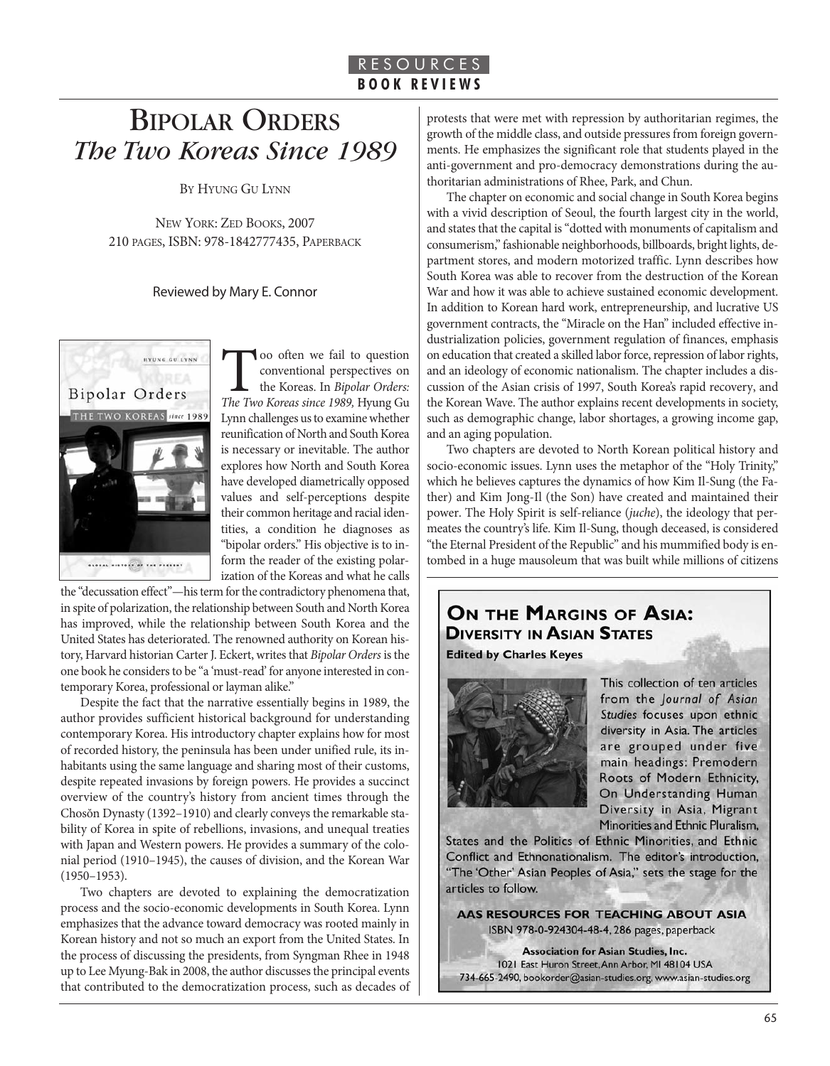RESOURCES
**BOOK REVIEWS**

# Bipolar Orders
## *The Two Koreas Since 1989*

By Hyung Gu Lynn

New York: Zed Books, 2007
210 pages, ISBN: 978-1842777435, Paperback

Reviewed by Mary E. Connor

Too often we fail to question conventional perspectives on the Koreas. In *Bipolar Orders: The Two Koreas since 1989,* Hyung Gu Lynn challenges us to examine whether reunification of North and South Korea is necessary or inevitable. The author explores how North and South Korea have developed diametrically opposed values and self-perceptions despite their common heritage and racial identities, a condition he diagnoses as "bipolar orders." His objective is to inform the reader of the existing polarization of the Koreas and what he calls the "decussation effect"—his term for the contradictory phenomena that, in spite of polarization, the relationship between South and North Korea has improved, while the relationship between South Korea and the United States has deteriorated. The renowned authority on Korean history, Harvard historian Carter J. Eckert, writes that *Bipolar Orders* is the one book he considers to be "a 'must-read' for anyone interested in contemporary Korea, professional or layman alike."

Despite the fact that the narrative essentially begins in 1989, the author provides sufficient historical background for understanding contemporary Korea. His introductory chapter explains how for most of recorded history, the peninsula has been under unified rule, its inhabitants using the same language and sharing most of their customs, despite repeated invasions by foreign powers. He provides a succinct overview of the country's history from ancient times through the Chosŏn Dynasty (1392–1910) and clearly conveys the remarkable stability of Korea in spite of rebellions, invasions, and unequal treaties with Japan and Western powers. He provides a summary of the colonial period (1910–1945), the causes of division, and the Korean War (1950–1953).

Two chapters are devoted to explaining the democratization process and the socio-economic developments in South Korea. Lynn emphasizes that the advance toward democracy was rooted mainly in Korean history and not so much an export from the United States. In the process of discussing the presidents, from Syngman Rhee in 1948 up to Lee Myung-Bak in 2008, the author discusses the principal events that contributed to the democratization process, such as decades of protests that were met with repression by authoritarian regimes, the growth of the middle class, and outside pressures from foreign governments. He emphasizes the significant role that students played in the anti-government and pro-democracy demonstrations during the authoritarian administrations of Rhee, Park, and Chun.

The chapter on economic and social change in South Korea begins with a vivid description of Seoul, the fourth largest city in the world, and states that the capital is "dotted with monuments of capitalism and consumerism," fashionable neighborhoods, billboards, bright lights, department stores, and modern motorized traffic. Lynn describes how South Korea was able to recover from the destruction of the Korean War and how it was able to achieve sustained economic development. In addition to Korean hard work, entrepreneurship, and lucrative US government contracts, the "Miracle on the Han" included effective industrialization policies, government regulation of finances, emphasis on education that created a skilled labor force, repression of labor rights, and an ideology of economic nationalism. The chapter includes a discussion of the Asian crisis of 1997, South Korea's rapid recovery, and the Korean Wave. The author explains recent developments in society, such as demographic change, labor shortages, a growing income gap, and an aging population.

Two chapters are devoted to North Korean political history and socio-economic issues. Lynn uses the metaphor of the "Holy Trinity," which he believes captures the dynamics of how Kim Il-Sung (the Father) and Kim Jong-Il (the Son) have created and maintained their power. The Holy Spirit is self-reliance (*juche*), the ideology that permeates the country's life. Kim Il-Sung, though deceased, is considered "the Eternal President of the Republic" and his mummified body is entombed in a huge mausoleum that was built while millions of citizens

---

**On the Margins of Asia: Diversity in Asian States**
**Edited by Charles Keyes**

This collection of ten articles from the *Journal of Asian Studies* focuses upon ethnic diversity in Asia. The articles are grouped under five main headings: Premodern Roots of Modern Ethnicity, On Understanding Human Diversity in Asia, Migrant Minorities and Ethnic Pluralism, States and the Politics of Ethnic Minorities, and Ethnic Conflict and Ethnonationalism. The editor's introduction, "The 'Other' Asian Peoples of Asia," sets the stage for the articles to follow.

**AAS RESOURCES FOR TEACHING ABOUT ASIA**
ISBN 978-0-924304-48-4, 286 pages, paperback

**Association for Asian Studies, Inc.**
1021 East Huron Street, Ann Arbor, MI 48104 USA
734-665-2490, bookorder@asian-studies.org, www.asian-studies.org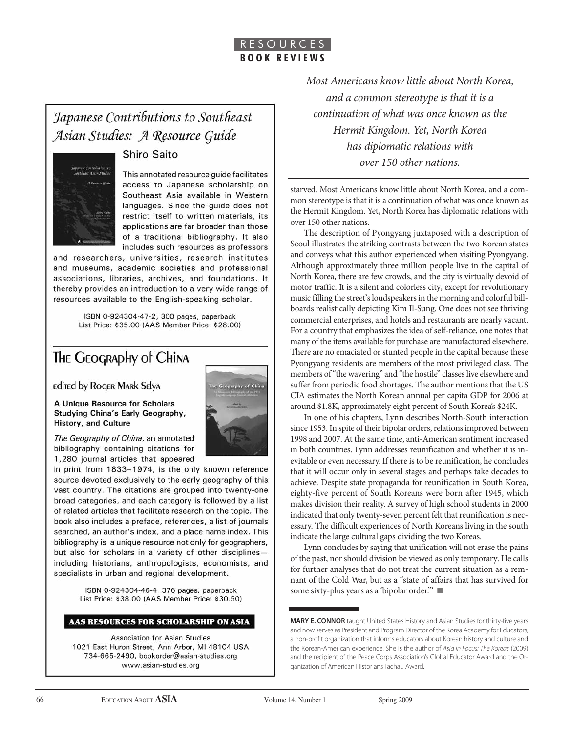RESOURCES

**BOOK REVIEWS**

## *Japanese Contributions to Southeast Asian Studies: A Resource Guide*

### Shiro Saito

This annotated resource guide facilitates access to Japanese scholarship on Southeast Asia available in Western languages. Since the guide does not restrict itself to written materials, its applications are far broader than those of a traditional bibliography. It also includes such resources as professors and researchers, universities, research institutes and museums, academic societies and professional associations, libraries, archives, and foundations. It thereby provides an introduction to a very wide range of resources available to the English-speaking scholar.

ISBN 0-924304-47-2, 300 pages, paperback
List Price: $35.00 (AAS Member Price: $28.00)

## The Geography of China

### edited by Roger Mark Selya

**A Unique Resource for Scholars Studying China's Early Geography, History, and Culture**

*The Geography of China*, an annotated bibliography containing citations for 1,280 journal articles that appeared in print from 1833–1974, is the only known reference source devoted exclusively to the early geography of this vast country. The citations are grouped into twenty-one broad categories, and each category is followed by a list of related articles that facilitate research on the topic. The book also includes a preface, references, a list of journals searched, an author's index, and a place name index. This bibliography is a unique resource not only for geographers, but also for scholars in a variety of other disciplines—including historians, anthropologists, economists, and specialists in urban and regional development.

ISBN 0-924304-46-4, 376 pages, paperback
List Price: $38.00 (AAS Member Price: $30.50)

**AAS RESOURCES FOR SCHOLARSHIP ON ASIA**

Association for Asian Studies
1021 East Huron Street, Ann Arbor, MI 48104 USA
734-665-2490, bookorder@asian-studies.org
www.asian-studies.org

---

*Most Americans know little about North Korea, and a common stereotype is that it is a continuation of what was once known as the Hermit Kingdom. Yet, North Korea has diplomatic relations with over 150 other nations.*

starved. Most Americans know little about North Korea, and a common stereotype is that it is a continuation of what was once known as the Hermit Kingdom. Yet, North Korea has diplomatic relations with over 150 other nations.

The description of Pyongyang juxtaposed with a description of Seoul illustrates the striking contrasts between the two Korean states and conveys what this author experienced when visiting Pyongyang. Although approximately three million people live in the capital of North Korea, there are few crowds, and the city is virtually devoid of motor traffic. It is a silent and colorless city, except for revolutionary music filling the street's loudspeakers in the morning and colorful billboards realistically depicting Kim Il-Sung. One does not see thriving commercial enterprises, and hotels and restaurants are nearly vacant. For a country that emphasizes the idea of self-reliance, one notes that many of the items available for purchase are manufactured elsewhere. There are no emaciated or stunted people in the capital because these Pyongyang residents are members of the most privileged class. The members of "the wavering" and "the hostile" classes live elsewhere and suffer from periodic food shortages. The author mentions that the US CIA estimates the North Korean annual per capita GDP for 2006 at around $1.8K, approximately eight percent of South Korea's $24K.

In one of his chapters, Lynn describes North-South interaction since 1953. In spite of their bipolar orders, relations improved between 1998 and 2007. At the same time, anti-American sentiment increased in both countries. Lynn addresses reunification and whether it is inevitable or even necessary. If there is to be reunification, he concludes that it will occur only in several stages and perhaps take decades to achieve. Despite state propaganda for reunification in South Korea, eighty-five percent of South Koreans were born after 1945, which makes division their reality. A survey of high school students in 2000 indicated that only twenty-seven percent felt that reunification is necessary. The difficult experiences of North Koreans living in the south indicate the large cultural gaps dividing the two Koreas.

Lynn concludes by saying that unification will not erase the pains of the past, nor should division be viewed as only temporary. He calls for further analyses that do not treat the current situation as a remnant of the Cold War, but as a "state of affairs that has survived for some sixty-plus years as a 'bipolar order.'" ■

---

**MARY E. CONNOR** taught United States History and Asian Studies for thirty-five years and now serves as President and Program Director of the Korea Academy for Educators, a non-profit organization that informs educators about Korean history and culture and the Korean-American experience. She is the author of *Asia in Focus: The Koreas* (2009) and the recipient of the Peace Corps Association's Global Educator Award and the Organization of American Historians Tachau Award.